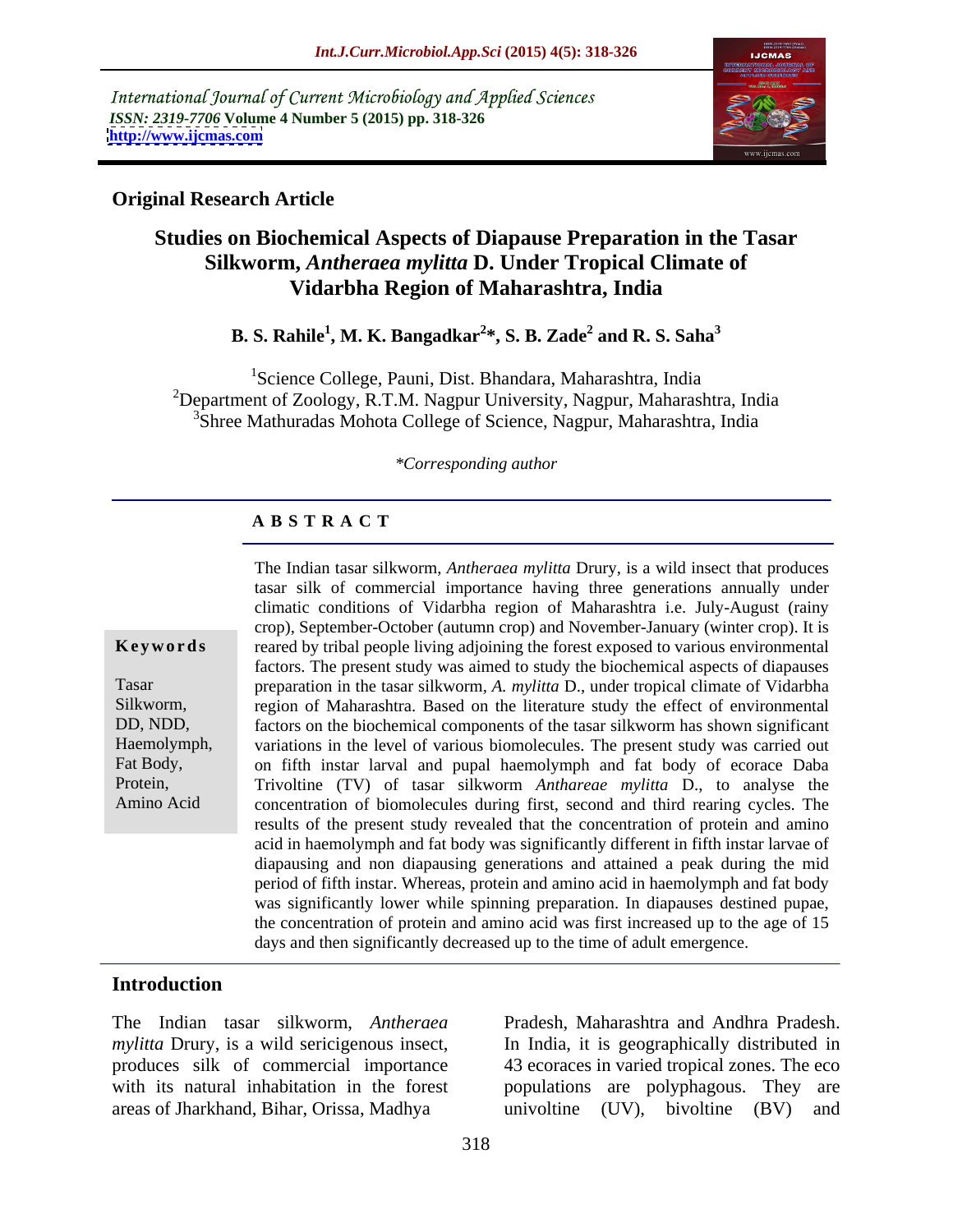International Journal of Current Microbiology and Applied Sciences
*ISSN: 2319-7706* **Volume 4 Number 5 (2015) pp. 318-326**
**http://www.ijcmas.com**

**Original Research Article**

# Studies on Biochemical Aspects of Diapause Preparation in the Tasar Silkworm, *Antheraea mylitta* D. Under Tropical Climate of Vidarbha Region of Maharashtra, India

**B. S. Rahile[1], M. K. Bangadkar[2]\*, S. B. Zade[2] and R. S. Saha[3]**

[1]Science College, Pauni, Dist. Bhandara, Maharashtra, India
[2]Department of Zoology, R.T.M. Nagpur University, Nagpur, Maharashtra, India
[3]Shree Mathuradas Mohota College of Science, Nagpur, Maharashtra, India

*\*Corresponding author*

## ABSTRACT

**Keywords**

Tasar Silkworm, DD, NDD, Haemolymph, Fat Body, Protein, Amino Acid

The Indian tasar silkworm, *Antheraea mylitta* Drury, is a wild insect that produces tasar silk of commercial importance having three generations annually under climatic conditions of Vidarbha region of Maharashtra i.e. July-August (rainy crop), September-October (autumn crop) and November-January (winter crop). It is reared by tribal people living adjoining the forest exposed to various environmental factors. The present study was aimed to study the biochemical aspects of diapauses preparation in the tasar silkworm, *A. mylitta* D., under tropical climate of Vidarbha region of Maharashtra. Based on the literature study the effect of environmental factors on the biochemical components of the tasar silkworm has shown significant variations in the level of various biomolecules. The present study was carried out on fifth instar larval and pupal haemolymph and fat body of ecorace Daba Trivoltine (TV) of tasar silkworm *Anthareae mylitta* D., to analyse the concentration of biomolecules during first, second and third rearing cycles. The results of the present study revealed that the concentration of protein and amino acid in haemolymph and fat body was significantly different in fifth instar larvae of diapausing and non diapausing generations and attained a peak during the mid period of fifth instar. Whereas, protein and amino acid in haemolymph and fat body was significantly lower while spinning preparation. In diapauses destined pupae, the concentration of protein and amino acid was first increased up to the age of 15 days and then significantly decreased up to the time of adult emergence.

## Introduction

The Indian tasar silkworm, *Antheraea mylitta* Drury, is a wild sericigenous insect, produces silk of commercial importance with its natural inhabitation in the forest areas of Jharkhand, Bihar, Orissa, Madhya Pradesh, Maharashtra and Andhra Pradesh. In India, it is geographically distributed in 43 ecoraces in varied tropical zones. The eco populations are polyphagous. They are univoltine (UV), bivoltine (BV) and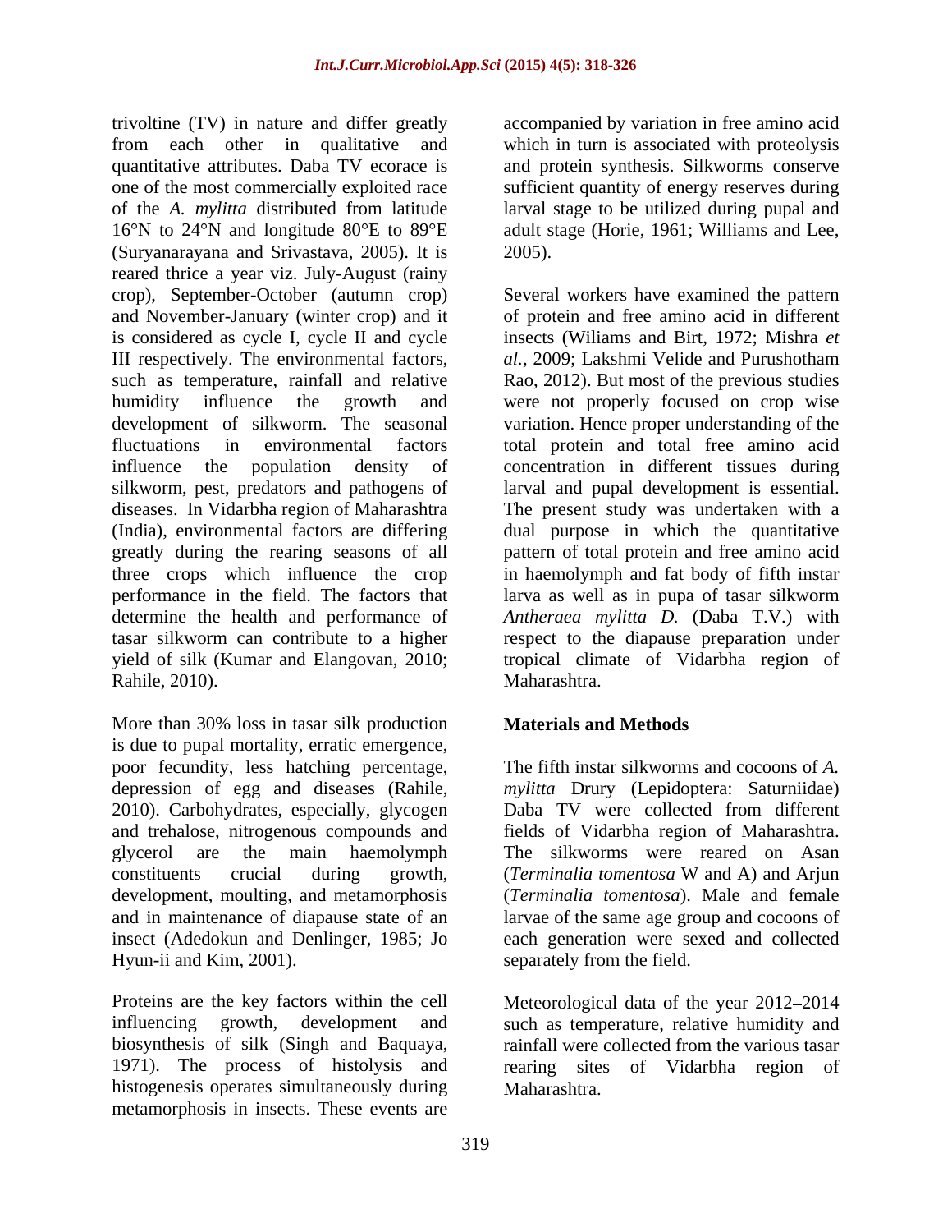trivoltine (TV) in nature and differ greatly from each other in qualitative and quantitative attributes. Daba TV ecorace is one of the most commercially exploited race of the *A. mylitta* distributed from latitude 16°N to 24°N and longitude 80°E to 89°E (Suryanarayana and Srivastava, 2005). It is reared thrice a year viz. July-August (rainy crop), September-October (autumn crop) and November-January (winter crop) and it is considered as cycle I, cycle II and cycle III respectively. The environmental factors, such as temperature, rainfall and relative humidity influence the growth and development of silkworm. The seasonal fluctuations in environmental factors influence the population density of silkworm, pest, predators and pathogens of diseases. In Vidarbha region of Maharashtra (India), environmental factors are differing greatly during the rearing seasons of all three crops which influence the crop performance in the field. The factors that determine the health and performance of tasar silkworm can contribute to a higher yield of silk (Kumar and Elangovan, 2010; Rahile, 2010).

More than 30% loss in tasar silk production is due to pupal mortality, erratic emergence, poor fecundity, less hatching percentage, depression of egg and diseases (Rahile, 2010). Carbohydrates, especially, glycogen and trehalose, nitrogenous compounds and glycerol are the main haemolymph constituents crucial during growth, development, moulting, and metamorphosis and in maintenance of diapause state of an insect (Adedokun and Denlinger, 1985; Jo Hyun-ii and Kim, 2001).

Proteins are the key factors within the cell influencing growth, development and biosynthesis of silk (Singh and Baquaya, 1971). The process of histolysis and histogenesis operates simultaneously during metamorphosis in insects. These events are accompanied by variation in free amino acid which in turn is associated with proteolysis and protein synthesis. Silkworms conserve sufficient quantity of energy reserves during larval stage to be utilized during pupal and adult stage (Horie, 1961; Williams and Lee, 2005).

Several workers have examined the pattern of protein and free amino acid in different insects (Wiliams and Birt, 1972; Mishra *et al.*, 2009; Lakshmi Velide and Purushotham Rao, 2012). But most of the previous studies were not properly focused on crop wise variation. Hence proper understanding of the total protein and total free amino acid concentration in different tissues during larval and pupal development is essential. The present study was undertaken with a dual purpose in which the quantitative pattern of total protein and free amino acid in haemolymph and fat body of fifth instar larva as well as in pupa of tasar silkworm *Antheraea mylitta D.* (Daba T.V.) with respect to the diapause preparation under tropical climate of Vidarbha region of Maharashtra.

## Materials and Methods

The fifth instar silkworms and cocoons of *A. mylitta* Drury (Lepidoptera: Saturniidae) Daba TV were collected from different fields of Vidarbha region of Maharashtra. The silkworms were reared on Asan (*Terminalia tomentosa* W and A) and Arjun (*Terminalia tomentosa*). Male and female larvae of the same age group and cocoons of each generation were sexed and collected separately from the field.

Meteorological data of the year 2012–2014 such as temperature, relative humidity and rainfall were collected from the various tasar rearing sites of Vidarbha region of Maharashtra.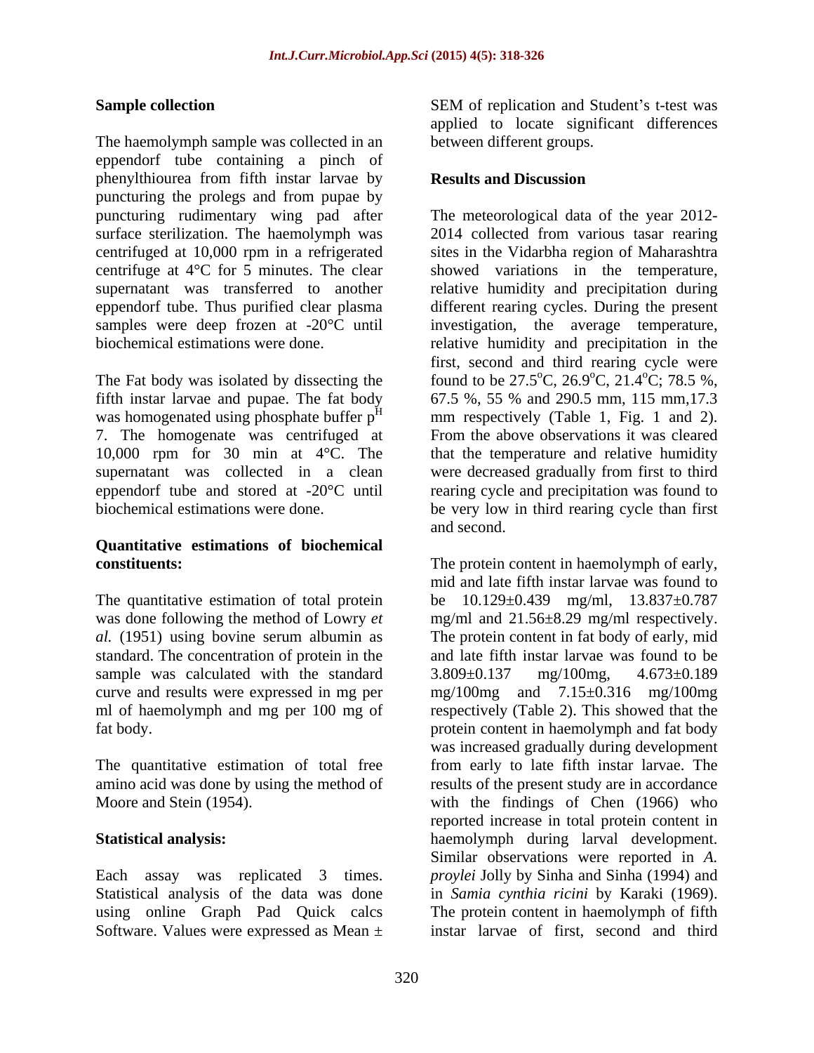**Sample collection**

The haemolymph sample was collected in an eppendorf tube containing a pinch of phenylthiourea from fifth instar larvae by puncturing the prolegs and from pupae by puncturing rudimentary wing pad after surface sterilization. The haemolymph was centrifuged at 10,000 rpm in a refrigerated centrifuge at 4°C for 5 minutes. The clear supernatant was transferred to another eppendorf tube. Thus purified clear plasma samples were deep frozen at -20°C until biochemical estimations were done.

The Fat body was isolated by dissecting the fifth instar larvae and pupae. The fat body was homogenated using phosphate buffer $p^H$ 7. The homogenate was centrifuged at 10,000 rpm for 30 min at 4°C. The supernatant was collected in a clean eppendorf tube and stored at -20°C until biochemical estimations were done.

**Quantitative estimations of biochemical constituents:**

The quantitative estimation of total protein was done following the method of Lowry *et al.* (1951) using bovine serum albumin as standard. The concentration of protein in the sample was calculated with the standard curve and results were expressed in mg per ml of haemolymph and mg per 100 mg of fat body.

The quantitative estimation of total free amino acid was done by using the method of Moore and Stein (1954).

**Statistical analysis:**

Each assay was replicated 3 times. Statistical analysis of the data was done using online Graph Pad Quick calcs Software. Values were expressed as Mean ± SEM of replication and Student's t-test was applied to locate significant differences between different groups.

**Results and Discussion**

The meteorological data of the year 2012-2014 collected from various tasar rearing sites in the Vidarbha region of Maharashtra showed variations in the temperature, relative humidity and precipitation during different rearing cycles. During the present investigation, the average temperature, relative humidity and precipitation in the first, second and third rearing cycle were found to be 27.5°C, 26.9°C, 21.4°C; 78.5 %, 67.5 %, 55 % and 290.5 mm, 115 mm,17.3 mm respectively (Table 1, Fig. 1 and 2). From the above observations it was cleared that the temperature and relative humidity were decreased gradually from first to third rearing cycle and precipitation was found to be very low in third rearing cycle than first and second.

The protein content in haemolymph of early, mid and late fifth instar larvae was found to be 10.129±0.439 mg/ml, 13.837±0.787 mg/ml and 21.56±8.29 mg/ml respectively. The protein content in fat body of early, mid and late fifth instar larvae was found to be 3.809±0.137 mg/100mg, 4.673±0.189 mg/100mg and 7.15±0.316 mg/100mg respectively (Table 2). This showed that the protein content in haemolymph and fat body was increased gradually during development from early to late fifth instar larvae. The results of the present study are in accordance with the findings of Chen (1966) who reported increase in total protein content in haemolymph during larval development. Similar observations were reported in *A. proylei* Jolly by Sinha and Sinha (1994) and in *Samia cynthia ricini* by Karaki (1969). The protein content in haemolymph of fifth instar larvae of first, second and third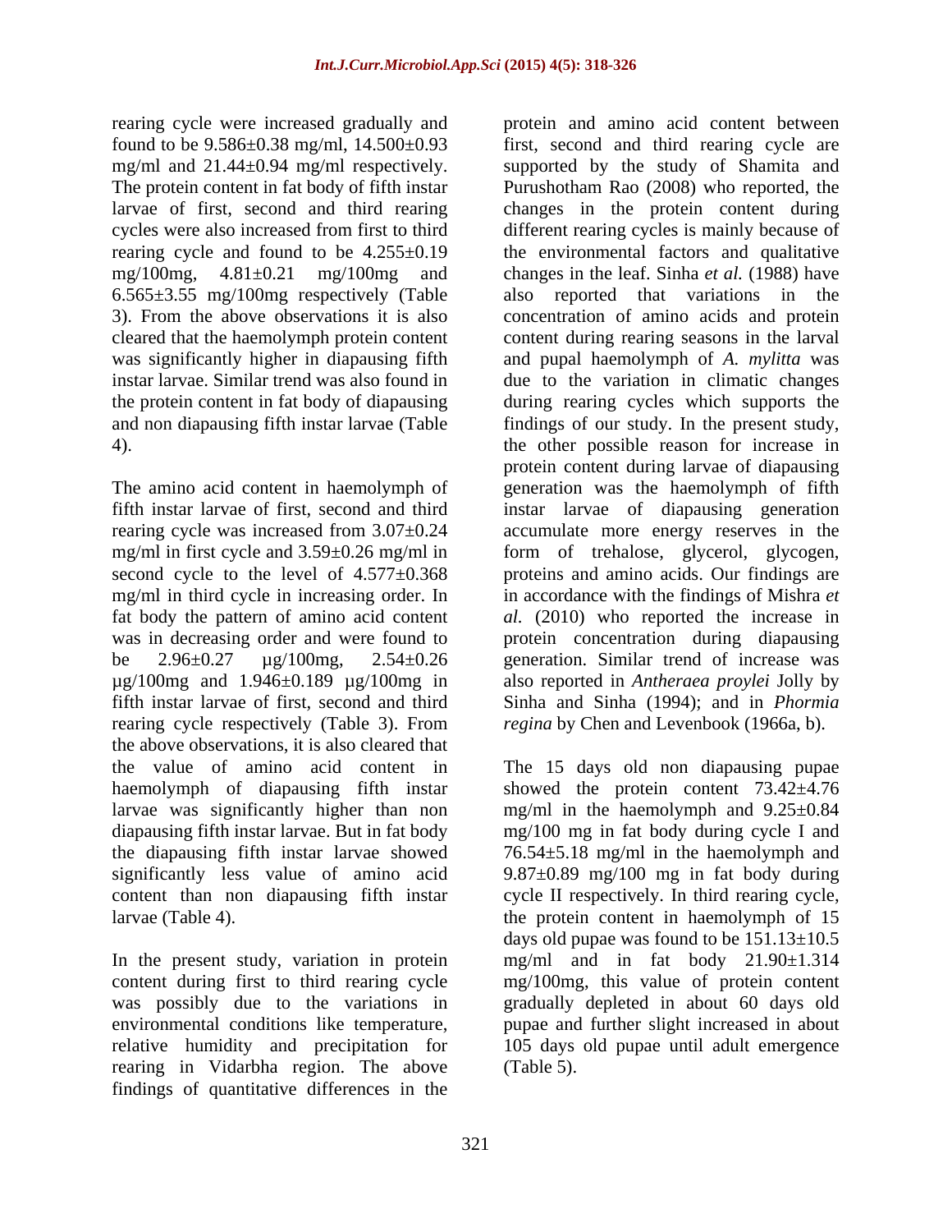rearing cycle were increased gradually and found to be 9.586±0.38 mg/ml, 14.500±0.93 mg/ml and 21.44±0.94 mg/ml respectively. The protein content in fat body of fifth instar larvae of first, second and third rearing cycles were also increased from first to third rearing cycle and found to be 4.255±0.19 mg/100mg, 4.81±0.21 mg/100mg and 6.565±3.55 mg/100mg respectively (Table 3). From the above observations it is also cleared that the haemolymph protein content was significantly higher in diapausing fifth instar larvae. Similar trend was also found in the protein content in fat body of diapausing and non diapausing fifth instar larvae (Table 4).

The amino acid content in haemolymph of fifth instar larvae of first, second and third rearing cycle was increased from 3.07±0.24 mg/ml in first cycle and 3.59±0.26 mg/ml in second cycle to the level of 4.577±0.368 mg/ml in third cycle in increasing order. In fat body the pattern of amino acid content was in decreasing order and were found to be 2.96±0.27 µg/100mg, 2.54±0.26 µg/100mg and 1.946±0.189 µg/100mg in fifth instar larvae of first, second and third rearing cycle respectively (Table 3). From the above observations, it is also cleared that the value of amino acid content in haemolymph of diapausing fifth instar larvae was significantly higher than non diapausing fifth instar larvae. But in fat body the diapausing fifth instar larvae showed significantly less value of amino acid content than non diapausing fifth instar larvae (Table 4).

In the present study, variation in protein content during first to third rearing cycle was possibly due to the variations in environmental conditions like temperature, relative humidity and precipitation for rearing in Vidarbha region. The above findings of quantitative differences in the protein and amino acid content between first, second and third rearing cycle are supported by the study of Shamita and Purushotham Rao (2008) who reported, the changes in the protein content during different rearing cycles is mainly because of the environmental factors and qualitative changes in the leaf. Sinha *et al.* (1988) have also reported that variations in the concentration of amino acids and protein content during rearing seasons in the larval and pupal haemolymph of *A. mylitta* was due to the variation in climatic changes during rearing cycles which supports the findings of our study. In the present study, the other possible reason for increase in protein content during larvae of diapausing generation was the haemolymph of fifth instar larvae of diapausing generation accumulate more energy reserves in the form of trehalose, glycerol, glycogen, proteins and amino acids. Our findings are in accordance with the findings of Mishra *et al.* (2010) who reported the increase in protein concentration during diapausing generation. Similar trend of increase was also reported in *Antheraea proylei* Jolly by Sinha and Sinha (1994); and in *Phormia regina* by Chen and Levenbook (1966a, b).

The 15 days old non diapausing pupae showed the protein content 73.42±4.76 mg/ml in the haemolymph and 9.25±0.84 mg/100 mg in fat body during cycle I and 76.54±5.18 mg/ml in the haemolymph and 9.87±0.89 mg/100 mg in fat body during cycle II respectively. In third rearing cycle, the protein content in haemolymph of 15 days old pupae was found to be 151.13±10.5 mg/ml and in fat body 21.90±1.314 mg/100mg, this value of protein content gradually depleted in about 60 days old pupae and further slight increased in about 105 days old pupae until adult emergence (Table 5).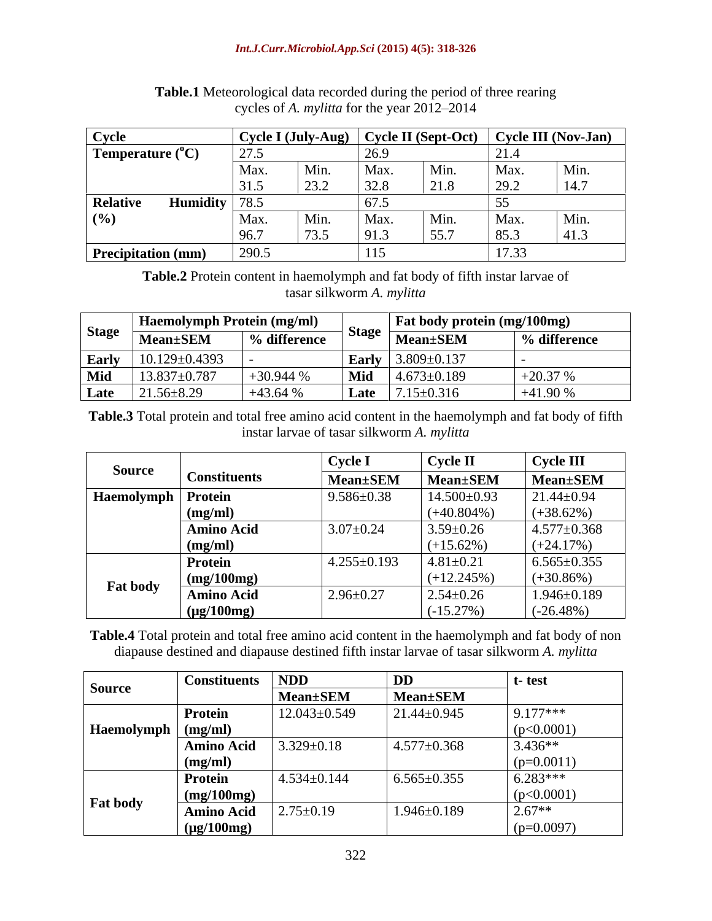**Table.1** Meteorological data recorded during the period of three rearing cycles of *A. mylitta* for the year 2012–2014

| Cycle | Cycle I (July-Aug) | | Cycle II (Sept-Oct) | | Cycle III (Nov-Jan) | |
|---|---|---|---|---|---|---|
| Temperature ($^{o}$C) | 27.5 | | 26.9 | | 21.4 | |
| | Max. 31.5 | Min. 23.2 | Max. 32.8 | Min. 21.8 | Max. 29.2 | Min. 14.7 |
| Relative Humidity (%) | 78.5 | | 67.5 | | 55 | |
| | Max. 96.7 | Min. 73.5 | Max. 91.3 | Min. 55.7 | Max. 85.3 | Min. 41.3 |
| Precipitation (mm) | 290.5 | | 115 | | 17.33 | |

**Table.2** Protein content in haemolymph and fat body of fifth instar larvae of tasar silkworm *A. mylitta*

| Stage | Haemolymph Protein (mg/ml) | | Stage | Fat body protein (mg/100mg) | |
|---|---|---|---|---|---|
| | Mean±SEM | % difference | | Mean±SEM | % difference |
| Early | 10.129±0.4393 | - | Early | 3.809±0.137 | - |
| Mid | 13.837±0.787 | +30.944 % | Mid | 4.673±0.189 | +20.37 % |
| Late | 21.56±8.29 | +43.64 % | Late | 7.15±0.316 | +41.90 % |

**Table.3** Total protein and total free amino acid content in the haemolymph and fat body of fifth instar larvae of tasar silkworm *A. mylitta*

| Source | Constituents | Cycle I | Cycle II | Cycle III |
|---|---|---|---|---|
| | | Mean±SEM | Mean±SEM | Mean±SEM |
| Haemolymph | Protein (mg/ml) | 9.586±0.38 | 14.500±0.93 (+40.804%) | 21.44±0.94 (+38.62%) |
| | Amino Acid (mg/ml) | 3.07±0.24 | 3.59±0.26 (+15.62%) | 4.577±0.368 (+24.17%) |
| Fat body | Protein (mg/100mg) | 4.255±0.193 | 4.81±0.21 (+12.245%) | 6.565±0.355 (+30.86%) |
| | Amino Acid (μg/100mg) | 2.96±0.27 | 2.54±0.26 (-15.27%) | 1.946±0.189 (-26.48%) |

**Table.4** Total protein and total free amino acid content in the haemolymph and fat body of non diapause destined and diapause destined fifth instar larvae of tasar silkworm *A. mylitta*

| Source | Constituents | NDD | DD | t- test |
|---|---|---|---|---|
| | | Mean±SEM | Mean±SEM | |
| Haemolymph | Protein (mg/ml) | 12.043±0.549 | 21.44±0.945 | 9.177*** ($p<0.0001$) |
| | Amino Acid (mg/ml) | 3.329±0.18 | 4.577±0.368 | 3.436** ($p=0.0011$) |
| Fat body | Protein (mg/100mg) | 4.534±0.144 | 6.565±0.355 | 6.283*** ($p<0.0001$) |
| | Amino Acid (μg/100mg) | 2.75±0.19 | 1.946±0.189 | 2.67** ($p=0.0097$) |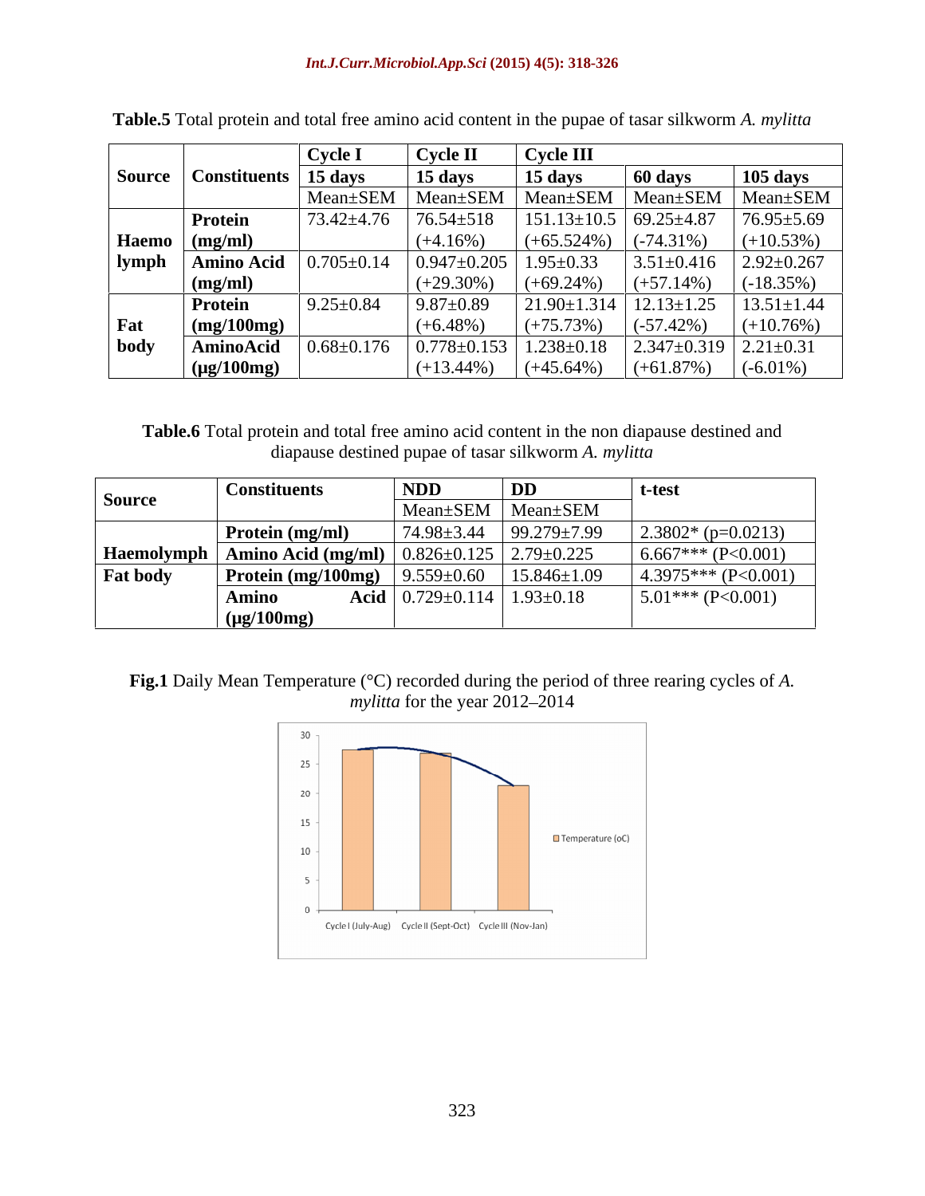**Table.5** Total protein and total free amino acid content in the pupae of tasar silkworm *A. mylitta*

| Source | Constituents | Cycle I | Cycle II | Cycle III | | |
|---|---|---|---|---|---|---|
| | | 15 days | 15 days | 15 days | 60 days | 105 days |
| | | Mean±SEM | Mean±SEM | Mean±SEM | Mean±SEM | Mean±SEM |
| Haemo lymph | Protein (mg/ml) | 73.42±4.76 | 76.54±518 (+4.16%) | 151.13±10.5 (+65.524%) | 69.25±4.87 (-74.31%) | 76.95±5.69 (+10.53%) |
| | Amino Acid (mg/ml) | 0.705±0.14 | 0.947±0.205 (+29.30%) | 1.95±0.33 (+69.24%) | 3.51±0.416 (+57.14%) | 2.92±0.267 (-18.35%) |
| Fat body | Protein (mg/100mg) | 9.25±0.84 | 9.87±0.89 (+6.48%) | 21.90±1.314 (+75.73%) | 12.13±1.25 (-57.42%) | 13.51±1.44 (+10.76%) |
| | AminoAcid (µg/100mg) | 0.68±0.176 | 0.778±0.153 (+13.44%) | 1.238±0.18 (+45.64%) | 2.347±0.319 (+61.87%) | 2.21±0.31 (-6.01%) |

**Table.6** Total protein and total free amino acid content in the non diapause destined and diapause destined pupae of tasar silkworm *A. mylitta*

| Source | Constituents | NDD | DD | t-test |
|---|---|---|---|---|
| | | Mean±SEM | Mean±SEM | |
| Haemolymph | Protein (mg/ml) | 74.98±3.44 | 99.279±7.99 | 2.3802* (p=0.0213) |
| | Amino Acid (mg/ml) | 0.826±0.125 | 2.79±0.225 | 6.667*** (P<0.001) |
| Fat body | Protein (mg/100mg) | 9.559±0.60 | 15.846±1.09 | 4.3975*** (P<0.001) |
| | Amino Acid (µg/100mg) | 0.729±0.114 | 1.93±0.18 | 5.01*** (P<0.001) |

**Fig.1** Daily Mean Temperature (°C) recorded during the period of three rearing cycles of *A. mylitta* for the year 2012–2014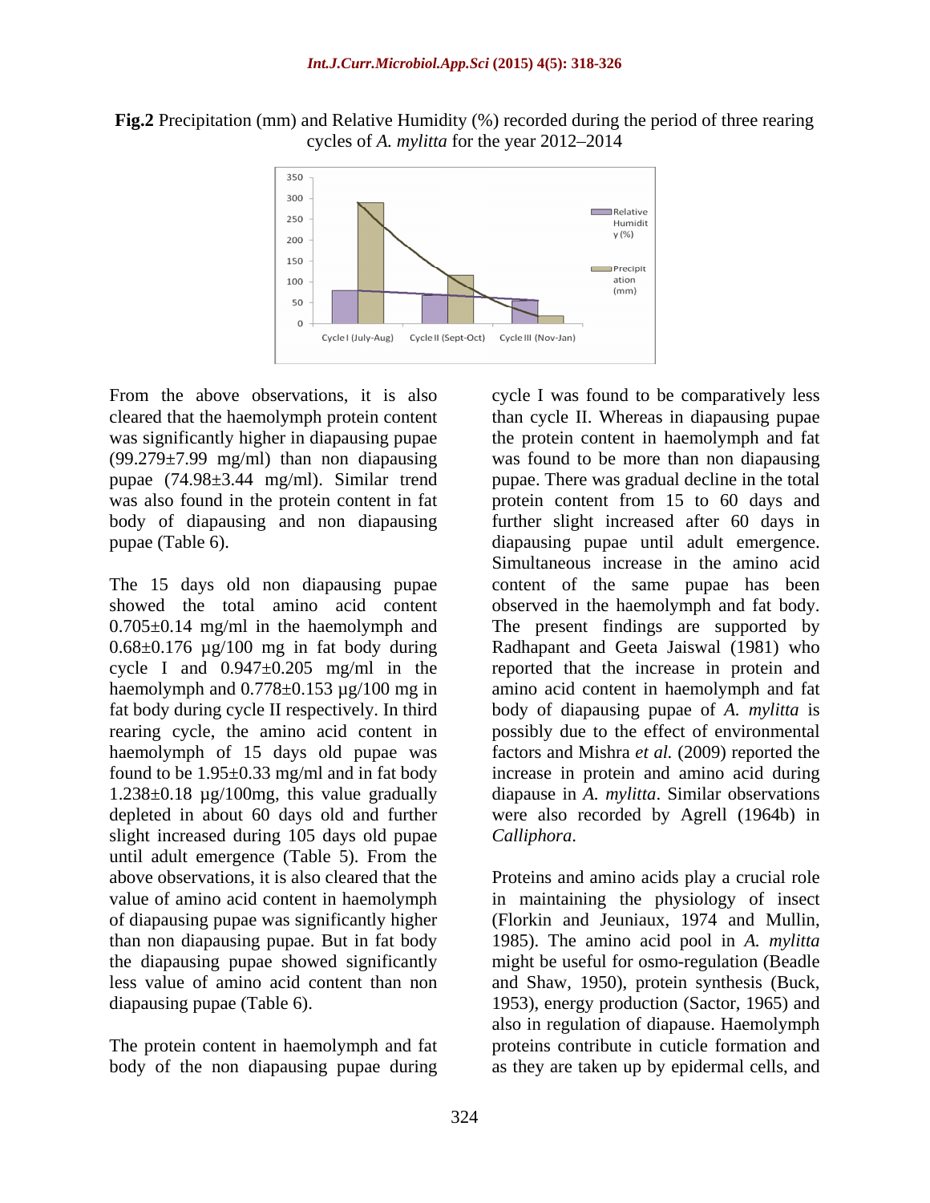**Fig.2** Precipitation (mm) and Relative Humidity (%) recorded during the period of three rearing cycles of *A. mylitta* for the year 2012–2014

From the above observations, it is also cleared that the haemolymph protein content was significantly higher in diapausing pupae (99.279±7.99 mg/ml) than non diapausing pupae (74.98±3.44 mg/ml). Similar trend was also found in the protein content in fat body of diapausing and non diapausing pupae (Table 6).

The 15 days old non diapausing pupae showed the total amino acid content 0.705±0.14 mg/ml in the haemolymph and 0.68±0.176 µg/100 mg in fat body during cycle I and 0.947±0.205 mg/ml in the haemolymph and 0.778±0.153 µg/100 mg in fat body during cycle II respectively. In third rearing cycle, the amino acid content in haemolymph of 15 days old pupae was found to be 1.95±0.33 mg/ml and in fat body 1.238±0.18 µg/100mg, this value gradually depleted in about 60 days old and further slight increased during 105 days old pupae until adult emergence (Table 5). From the above observations, it is also cleared that the value of amino acid content in haemolymph of diapausing pupae was significantly higher than non diapausing pupae. But in fat body the diapausing pupae showed significantly less value of amino acid content than non diapausing pupae (Table 6).

The protein content in haemolymph and fat body of the non diapausing pupae during cycle I was found to be comparatively less than cycle II. Whereas in diapausing pupae the protein content in haemolymph and fat was found to be more than non diapausing pupae. There was gradual decline in the total protein content from 15 to 60 days and further slight increased after 60 days in diapausing pupae until adult emergence. Simultaneous increase in the amino acid content of the same pupae has been observed in the haemolymph and fat body. The present findings are supported by Radhapant and Geeta Jaiswal (1981) who reported that the increase in protein and amino acid content in haemolymph and fat body of diapausing pupae of *A. mylitta* is possibly due to the effect of environmental factors and Mishra *et al.* (2009) reported the increase in protein and amino acid during diapause in *A. mylitta*. Similar observations were also recorded by Agrell (1964b) in *Calliphora*.

Proteins and amino acids play a crucial role in maintaining the physiology of insect (Florkin and Jeuniaux, 1974 and Mullin, 1985). The amino acid pool in *A. mylitta* might be useful for osmo-regulation (Beadle and Shaw, 1950), protein synthesis (Buck, 1953), energy production (Sactor, 1965) and also in regulation of diapause. Haemolymph proteins contribute in cuticle formation and as they are taken up by epidermal cells, and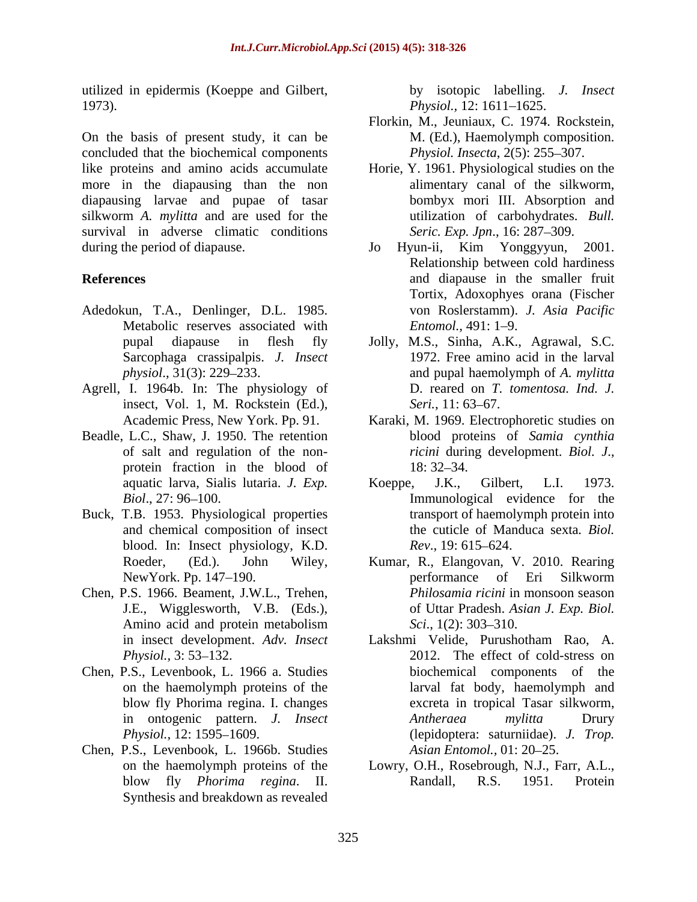utilized in epidermis (Koeppe and Gilbert, 1973).

On the basis of present study, it can be concluded that the biochemical components like proteins and amino acids accumulate more in the diapausing than the non diapausing larvae and pupae of tasar silkworm *A. mylitta* and are used for the survival in adverse climatic conditions during the period of diapause.

## References

- Adedokun, T.A., Denlinger, D.L. 1985. Metabolic reserves associated with pupal diapause in flesh fly Sarcophaga crassipalpis. *J. Insect physiol*., 31(3): 229–233.
- Agrell, I. 1964b. In: The physiology of insect, Vol. 1, M. Rockstein (Ed.), Academic Press, New York. Pp. 91.
- Beadle, L.C., Shaw, J. 1950. The retention of salt and regulation of the non-protein fraction in the blood of aquatic larva, Sialis lutaria. *J. Exp. Biol*., 27: 96–100.
- Buck, T.B. 1953. Physiological properties and chemical composition of insect blood. In: Insect physiology, K.D. Roeder, (Ed.). John Wiley, NewYork. Pp. 147–190.
- Chen, P.S. 1966. Beament, J.W.L., Trehen, J.E., Wigglesworth, V.B. (Eds.), Amino acid and protein metabolism in insect development. *Adv. Insect Physiol.,* 3: 53–132.
- Chen, P.S., Levenbook, L. 1966 a. Studies on the haemolymph proteins of the blow fly Phorima regina. I. changes in ontogenic pattern. *J. Insect Physiol.,* 12: 1595–1609.
- Chen, P.S., Levenbook, L. 1966b. Studies on the haemolymph proteins of the blow fly *Phorima regina*. II. Synthesis and breakdown as revealed by isotopic labelling. *J. Insect Physiol.,* 12: 1611–1625.
- Florkin, M., Jeuniaux, C. 1974. Rockstein, M. (Ed.), Haemolymph composition. *Physiol. Insecta*, 2(5): 255–307.
- Horie, Y. 1961. Physiological studies on the alimentary canal of the silkworm, bombyx mori III. Absorption and utilization of carbohydrates. *Bull. Seric. Exp. Jpn*., 16: 287–309.
- Jo Hyun-ii, Kim Yonggyyun, 2001. Relationship between cold hardiness and diapause in the smaller fruit Tortix, Adoxophyes orana (Fischer von Roslerstamm). *J. Asia Pacific Entomol.,* 491: 1–9.
- Jolly, M.S., Sinha, A.K., Agrawal, S.C. 1972. Free amino acid in the larval and pupal haemolymph of *A. mylitta* D. reared on *T. tomentosa. Ind. J. Seri.*, 11: 63–67.
- Karaki, M. 1969. Electrophoretic studies on blood proteins of *Samia cynthia ricini* during development. *Biol. J*., 18: 32–34.
- Koeppe, J.K., Gilbert, L.I. 1973. Immunological evidence for the transport of haemolymph protein into the cuticle of Manduca sexta*. Biol. Rev*., 19: 615–624.
- Kumar, R., Elangovan, V. 2010. Rearing performance of Eri Silkworm *Philosamia ricini* in monsoon season of Uttar Pradesh. *Asian J. Exp. Biol. Sci*., 1(2): 303–310.
- Lakshmi Velide, Purushotham Rao, A. 2012. The effect of cold-stress on biochemical components of the larval fat body, haemolymph and excreta in tropical Tasar silkworm, *Antheraea mylitta* Drury (lepidoptera: saturniidae). *J. Trop. Asian Entomol.,* 01: 20–25.
- Lowry, O.H., Rosebrough, N.J., Farr, A.L., Randall, R.S. 1951. Protein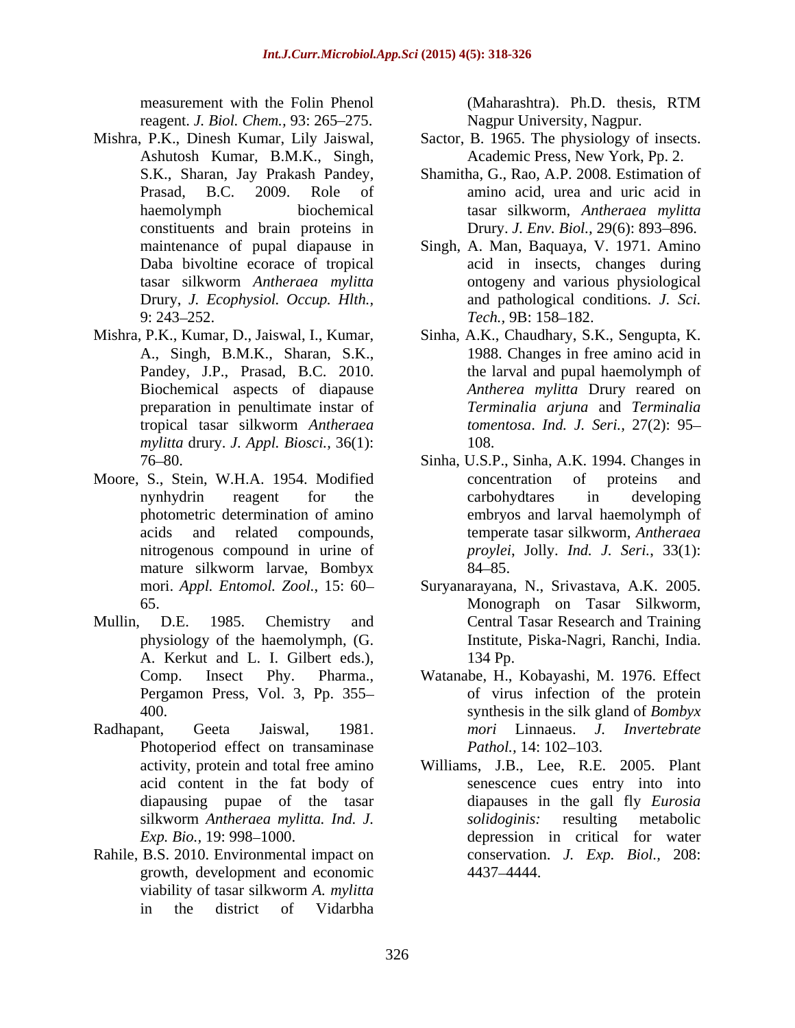measurement with the Folin Phenol reagent. *J. Biol. Chem.,* 93: 265–275.

Mishra, P.K., Dinesh Kumar, Lily Jaiswal, Ashutosh Kumar, B.M.K., Singh, S.K., Sharan, Jay Prakash Pandey, Prasad, B.C. 2009. Role of haemolymph biochemical constituents and brain proteins in maintenance of pupal diapause in Daba bivoltine ecorace of tropical tasar silkworm *Antheraea mylitta* Drury, *J. Ecophysiol. Occup. Hlth.,* 9: 243–252.

Mishra, P.K., Kumar, D., Jaiswal, I., Kumar, A., Singh, B.M.K., Sharan, S.K., Pandey, J.P., Prasad, B.C. 2010. Biochemical aspects of diapause preparation in penultimate instar of tropical tasar silkworm *Antheraea mylitta* drury. *J. Appl. Biosci.,* 36(1): 76–80.

Moore, S., Stein, W.H.A. 1954. Modified nynhydrin reagent for the photometric determination of amino acids and related compounds, nitrogenous compound in urine of mature silkworm larvae, Bombyx mori. *Appl. Entomol. Zool.,* 15: 60–65.

Mullin, D.E. 1985. Chemistry and physiology of the haemolymph, (G. A. Kerkut and L. I. Gilbert eds.), Comp. Insect Phy. Pharma., Pergamon Press, Vol. 3, Pp. 355–400.

Radhapant, Geeta Jaiswal, 1981. Photoperiod effect on transaminase activity, protein and total free amino acid content in the fat body of diapausing pupae of the tasar silkworm *Antheraea mylitta. Ind. J. Exp. Bio.,* 19: 998–1000.

Rahile, B.S. 2010. Environmental impact on growth, development and economic viability of tasar silkworm *A. mylitta* in the district of Vidarbha (Maharashtra). Ph.D. thesis, RTM Nagpur University, Nagpur.

Sactor, B. 1965. The physiology of insects. Academic Press, New York, Pp. 2.

Shamitha, G., Rao, A.P. 2008. Estimation of amino acid, urea and uric acid in tasar silkworm, *Antheraea mylitta* Drury. *J. Env. Biol.,* 29(6): 893–896.

Singh, A. Man, Baquaya, V. 1971. Amino acid in insects, changes during ontogeny and various physiological and pathological conditions. *J. Sci. Tech.,* 9B: 158–182.

Sinha, A.K., Chaudhary, S.K., Sengupta, K. 1988. Changes in free amino acid in the larval and pupal haemolymph of *Antherea mylitta* Drury reared on *Terminalia arjuna* and *Terminalia tomentosa*. *Ind. J. Seri.,* 27(2): 95–108.

Sinha, U.S.P., Sinha, A.K. 1994. Changes in concentration of proteins and carbohydtares in developing embryos and larval haemolymph of temperate tasar silkworm, *Antheraea proylei*, Jolly. *Ind. J. Seri.,* 33(1): 84–85.

Suryanarayana, N., Srivastava, A.K. 2005. Monograph on Tasar Silkworm, Central Tasar Research and Training Institute, Piska-Nagri, Ranchi, India. 134 Pp.

Watanabe, H., Kobayashi, M. 1976. Effect of virus infection of the protein synthesis in the silk gland of *Bombyx mori* Linnaeus. *J. Invertebrate Pathol.,* 14: 102–103.

Williams, J.B., Lee, R.E. 2005. Plant senescence cues entry into into diapauses in the gall fly *Eurosia solidoginis:* resulting metabolic depression in critical for water conservation. *J. Exp. Biol.,* 208: 4437–4444.